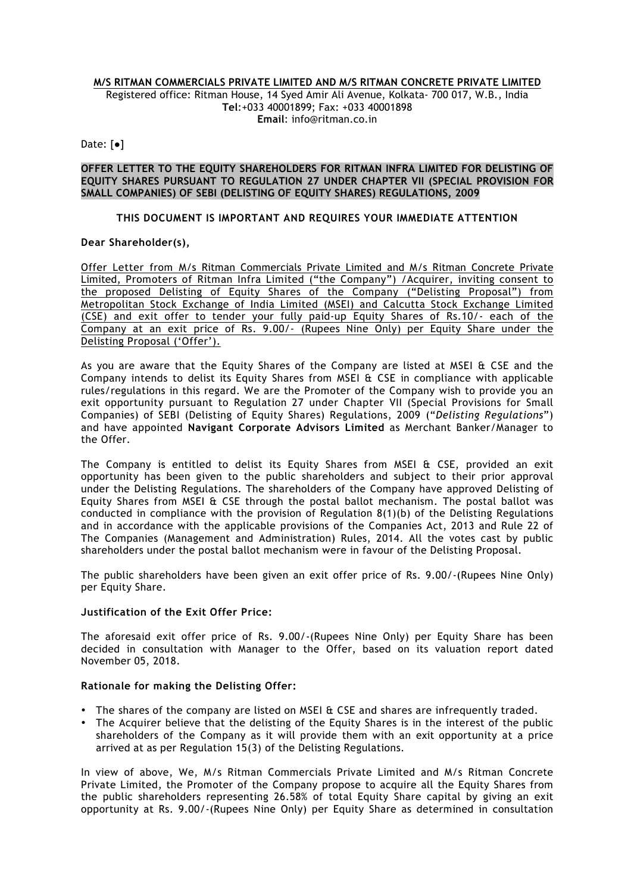**M/S RITMAN COMMERCIALS PRIVATE LIMITED AND M/S RITMAN CONCRETE PRIVATE LIMITED**

Registered office: Ritman House, 14 Syed Amir Ali Avenue, Kolkata- 700 017, W.B., India
**Tel**:+033 40001899; Fax: +033 40001898
**Email**: info@ritman.co.in

Date: [●]

**OFFER LETTER TO THE EQUITY SHAREHOLDERS FOR RITMAN INFRA LIMITED FOR DELISTING OF EQUITY SHARES PURSUANT TO REGULATION 27 UNDER CHAPTER VII (SPECIAL PROVISION FOR SMALL COMPANIES) OF SEBI (DELISTING OF EQUITY SHARES) REGULATIONS, 2009**

**THIS DOCUMENT IS IMPORTANT AND REQUIRES YOUR IMMEDIATE ATTENTION**

**Dear Shareholder(s),**

Offer Letter from M/s Ritman Commercials Private Limited and M/s Ritman Concrete Private Limited, Promoters of Ritman Infra Limited ("the Company") /Acquirer, inviting consent to the proposed Delisting of Equity Shares of the Company ("Delisting Proposal") from Metropolitan Stock Exchange of India Limited (MSEI) and Calcutta Stock Exchange Limited (CSE) and exit offer to tender your fully paid-up Equity Shares of Rs.10/- each of the Company at an exit price of Rs. 9.00/- (Rupees Nine Only) per Equity Share under the Delisting Proposal ('Offer').

As you are aware that the Equity Shares of the Company are listed at MSEI & CSE and the Company intends to delist its Equity Shares from MSEI & CSE in compliance with applicable rules/regulations in this regard. We are the Promoter of the Company wish to provide you an exit opportunity pursuant to Regulation 27 under Chapter VII (Special Provisions for Small Companies) of SEBI (Delisting of Equity Shares) Regulations, 2009 ("*Delisting Regulations*") and have appointed **Navigant Corporate Advisors Limited** as Merchant Banker/Manager to the Offer.

The Company is entitled to delist its Equity Shares from MSEI & CSE, provided an exit opportunity has been given to the public shareholders and subject to their prior approval under the Delisting Regulations. The shareholders of the Company have approved Delisting of Equity Shares from MSEI & CSE through the postal ballot mechanism. The postal ballot was conducted in compliance with the provision of Regulation 8(1)(b) of the Delisting Regulations and in accordance with the applicable provisions of the Companies Act, 2013 and Rule 22 of The Companies (Management and Administration) Rules, 2014. All the votes cast by public shareholders under the postal ballot mechanism were in favour of the Delisting Proposal.

The public shareholders have been given an exit offer price of Rs. 9.00/-(Rupees Nine Only) per Equity Share.

**Justification of the Exit Offer Price:**

The aforesaid exit offer price of Rs. 9.00/-(Rupees Nine Only) per Equity Share has been decided in consultation with Manager to the Offer, based on its valuation report dated November 05, 2018.

**Rationale for making the Delisting Offer:**

- The shares of the company are listed on MSEI & CSE and shares are infrequently traded.
- The Acquirer believe that the delisting of the Equity Shares is in the interest of the public shareholders of the Company as it will provide them with an exit opportunity at a price arrived at as per Regulation 15(3) of the Delisting Regulations.

In view of above, We, M/s Ritman Commercials Private Limited and M/s Ritman Concrete Private Limited, the Promoter of the Company propose to acquire all the Equity Shares from the public shareholders representing 26.58% of total Equity Share capital by giving an exit opportunity at Rs. 9.00/-(Rupees Nine Only) per Equity Share as determined in consultation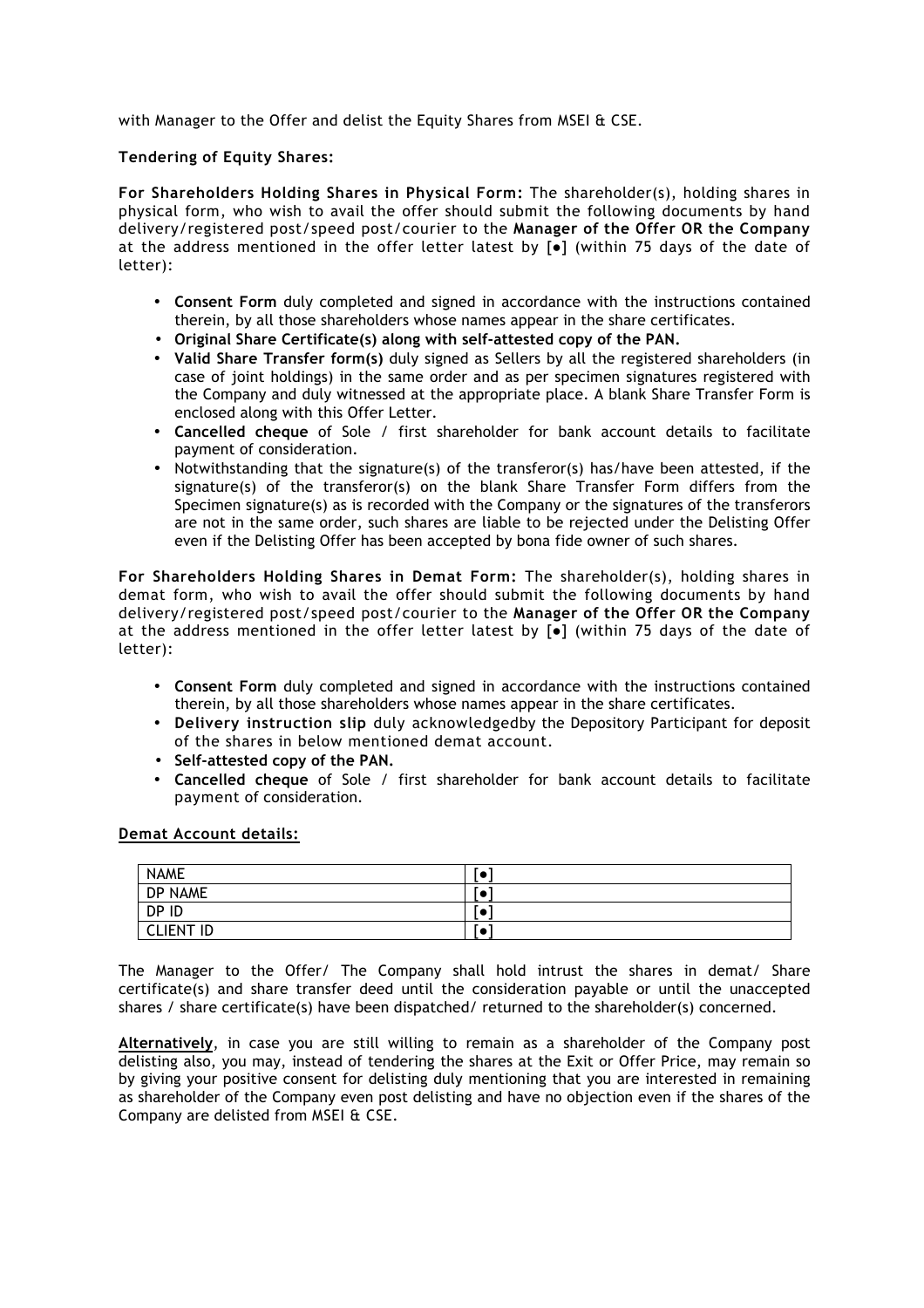with Manager to the Offer and delist the Equity Shares from MSEI & CSE.

**Tendering of Equity Shares:**

**For Shareholders Holding Shares in Physical Form:** The shareholder(s), holding shares in physical form, who wish to avail the offer should submit the following documents by hand delivery/registered post/speed post/courier to the **Manager of the Offer OR the Company** at the address mentioned in the offer letter latest by [●] (within 75 days of the date of letter):

- **Consent Form** duly completed and signed in accordance with the instructions contained therein, by all those shareholders whose names appear in the share certificates.
- **Original Share Certificate(s) along with self-attested copy of the PAN.**
- **Valid Share Transfer form(s)** duly signed as Sellers by all the registered shareholders (in case of joint holdings) in the same order and as per specimen signatures registered with the Company and duly witnessed at the appropriate place. A blank Share Transfer Form is enclosed along with this Offer Letter.
- **Cancelled cheque** of Sole / first shareholder for bank account details to facilitate payment of consideration.
- Notwithstanding that the signature(s) of the transferor(s) has/have been attested, if the signature(s) of the transferor(s) on the blank Share Transfer Form differs from the Specimen signature(s) as is recorded with the Company or the signatures of the transferors are not in the same order, such shares are liable to be rejected under the Delisting Offer even if the Delisting Offer has been accepted by bona fide owner of such shares.

**For Shareholders Holding Shares in Demat Form:** The shareholder(s), holding shares in demat form, who wish to avail the offer should submit the following documents by hand delivery/registered post/speed post/courier to the **Manager of the Offer OR the Company** at the address mentioned in the offer letter latest by [●] (within 75 days of the date of letter):

- **Consent Form** duly completed and signed in accordance with the instructions contained therein, by all those shareholders whose names appear in the share certificates.
- **Delivery instruction slip** duly acknowledgedby the Depository Participant for deposit of the shares in below mentioned demat account.
- **Self-attested copy of the PAN.**
- **Cancelled cheque** of Sole / first shareholder for bank account details to facilitate payment of consideration.

**Demat Account details:**

| NAME | [●] |
|---|---|
| DP NAME | [●] |
| DP ID | [●] |
| CLIENT ID | [●] |

The Manager to the Offer/ The Company shall hold intrust the shares in demat/ Share certificate(s) and share transfer deed until the consideration payable or until the unaccepted shares / share certificate(s) have been dispatched/ returned to the shareholder(s) concerned.

**Alternatively**, in case you are still willing to remain as a shareholder of the Company post delisting also, you may, instead of tendering the shares at the Exit or Offer Price, may remain so by giving your positive consent for delisting duly mentioning that you are interested in remaining as shareholder of the Company even post delisting and have no objection even if the shares of the Company are delisted from MSEI & CSE.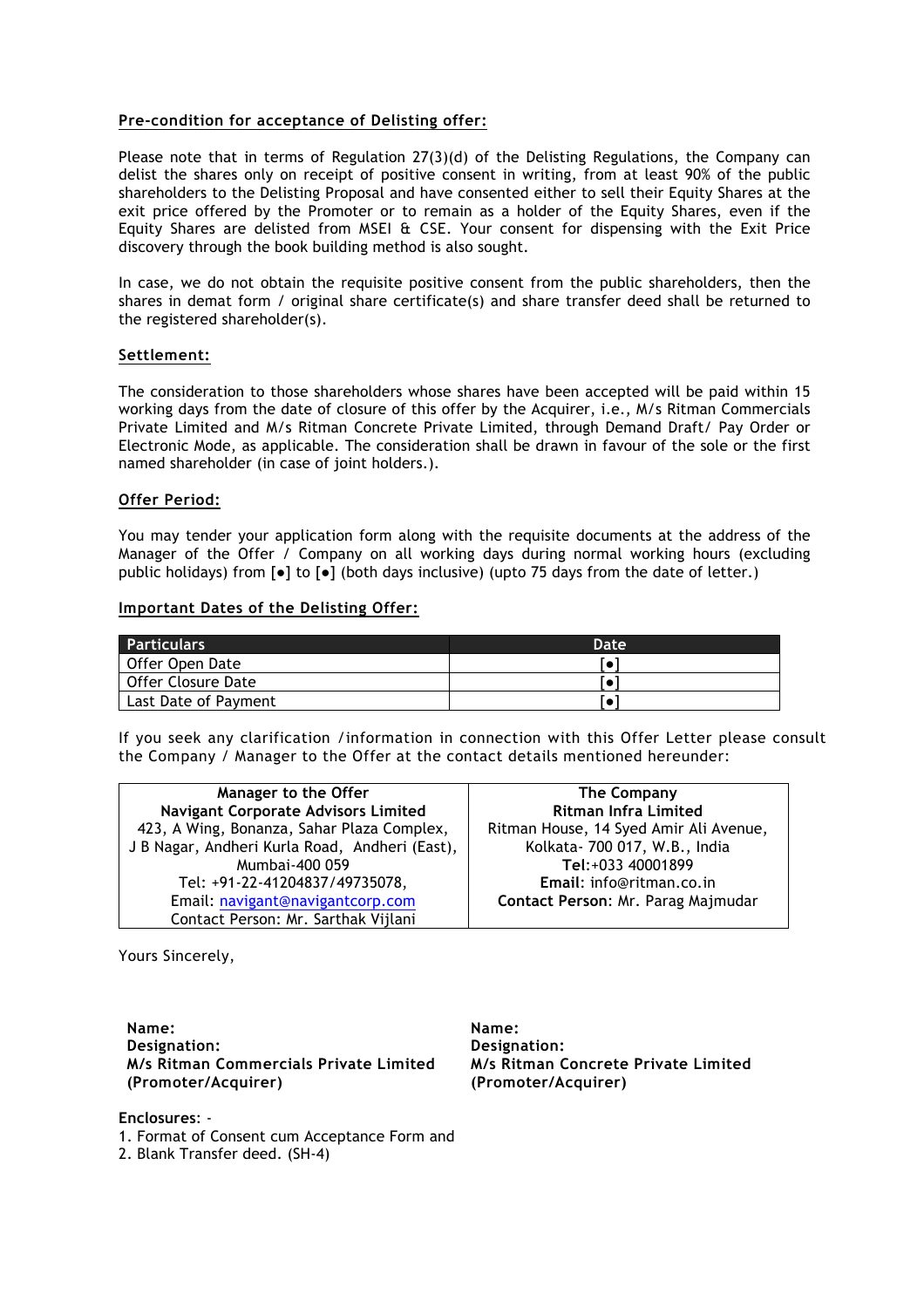**Pre-condition for acceptance of Delisting offer:**

Please note that in terms of Regulation 27(3)(d) of the Delisting Regulations, the Company can delist the shares only on receipt of positive consent in writing, from at least 90% of the public shareholders to the Delisting Proposal and have consented either to sell their Equity Shares at the exit price offered by the Promoter or to remain as a holder of the Equity Shares, even if the Equity Shares are delisted from MSEI & CSE. Your consent for dispensing with the Exit Price discovery through the book building method is also sought.

In case, we do not obtain the requisite positive consent from the public shareholders, then the shares in demat form / original share certificate(s) and share transfer deed shall be returned to the registered shareholder(s).

**Settlement:**

The consideration to those shareholders whose shares have been accepted will be paid within 15 working days from the date of closure of this offer by the Acquirer, i.e., M/s Ritman Commercials Private Limited and M/s Ritman Concrete Private Limited, through Demand Draft/ Pay Order or Electronic Mode, as applicable. The consideration shall be drawn in favour of the sole or the first named shareholder (in case of joint holders.).

**Offer Period:**

You may tender your application form along with the requisite documents at the address of the Manager of the Offer / Company on all working days during normal working hours (excluding public holidays) from [●] to [●] (both days inclusive) (upto 75 days from the date of letter.)

**Important Dates of the Delisting Offer:**

| Particulars | Date |
|---|---|
| Offer Open Date | [●] |
| Offer Closure Date | [●] |
| Last Date of Payment | [●] |

If you seek any clarification /information in connection with this Offer Letter please consult the Company / Manager to the Offer at the contact details mentioned hereunder:

| Manager to the Offer | The Company |
|---|---|
| **Navigant Corporate Advisors Limited**<br>423, A Wing, Bonanza, Sahar Plaza Complex,<br>J B Nagar, Andheri Kurla Road, Andheri (East),<br>Mumbai-400 059<br>Tel: +91-22-41204837/49735078,<br>Email: navigant@navigantcorp.com<br>Contact Person: Mr. Sarthak Vijlani | **Ritman Infra Limited**<br>Ritman House, 14 Syed Amir Ali Avenue,<br>Kolkata- 700 017, W.B., India<br>**Tel**:+033 40001899<br>**Email**: info@ritman.co.in<br>**Contact Person**: Mr. Parag Majmudar |

Yours Sincerely,

**Name:**
**Designation:**
**M/s Ritman Commercials Private Limited**
**(Promoter/Acquirer)**

**Name:**
**Designation:**
**M/s Ritman Concrete Private Limited**
**(Promoter/Acquirer)**

**Enclosures**: -

1. Format of Consent cum Acceptance Form and
2. Blank Transfer deed. (SH-4)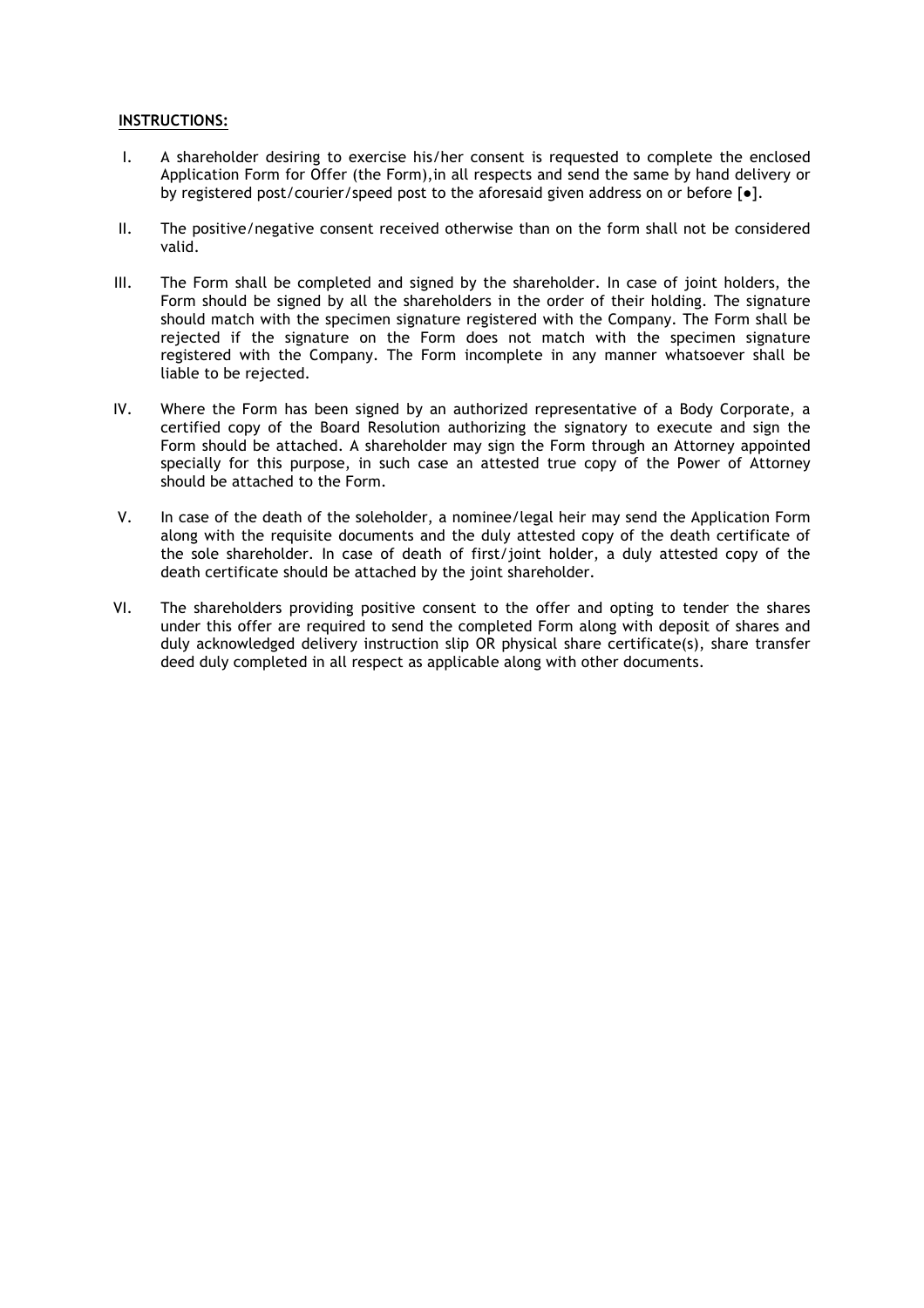**INSTRUCTIONS:**

I. A shareholder desiring to exercise his/her consent is requested to complete the enclosed Application Form for Offer (the Form),in all respects and send the same by hand delivery or by registered post/courier/speed post to the aforesaid given address on or before [●].

II. The positive/negative consent received otherwise than on the form shall not be considered valid.

III. The Form shall be completed and signed by the shareholder. In case of joint holders, the Form should be signed by all the shareholders in the order of their holding. The signature should match with the specimen signature registered with the Company. The Form shall be rejected if the signature on the Form does not match with the specimen signature registered with the Company. The Form incomplete in any manner whatsoever shall be liable to be rejected.

IV. Where the Form has been signed by an authorized representative of a Body Corporate, a certified copy of the Board Resolution authorizing the signatory to execute and sign the Form should be attached. A shareholder may sign the Form through an Attorney appointed specially for this purpose, in such case an attested true copy of the Power of Attorney should be attached to the Form.

V. In case of the death of the soleholder, a nominee/legal heir may send the Application Form along with the requisite documents and the duly attested copy of the death certificate of the sole shareholder. In case of death of first/joint holder, a duly attested copy of the death certificate should be attached by the joint shareholder.

VI. The shareholders providing positive consent to the offer and opting to tender the shares under this offer are required to send the completed Form along with deposit of shares and duly acknowledged delivery instruction slip OR physical share certificate(s), share transfer deed duly completed in all respect as applicable along with other documents.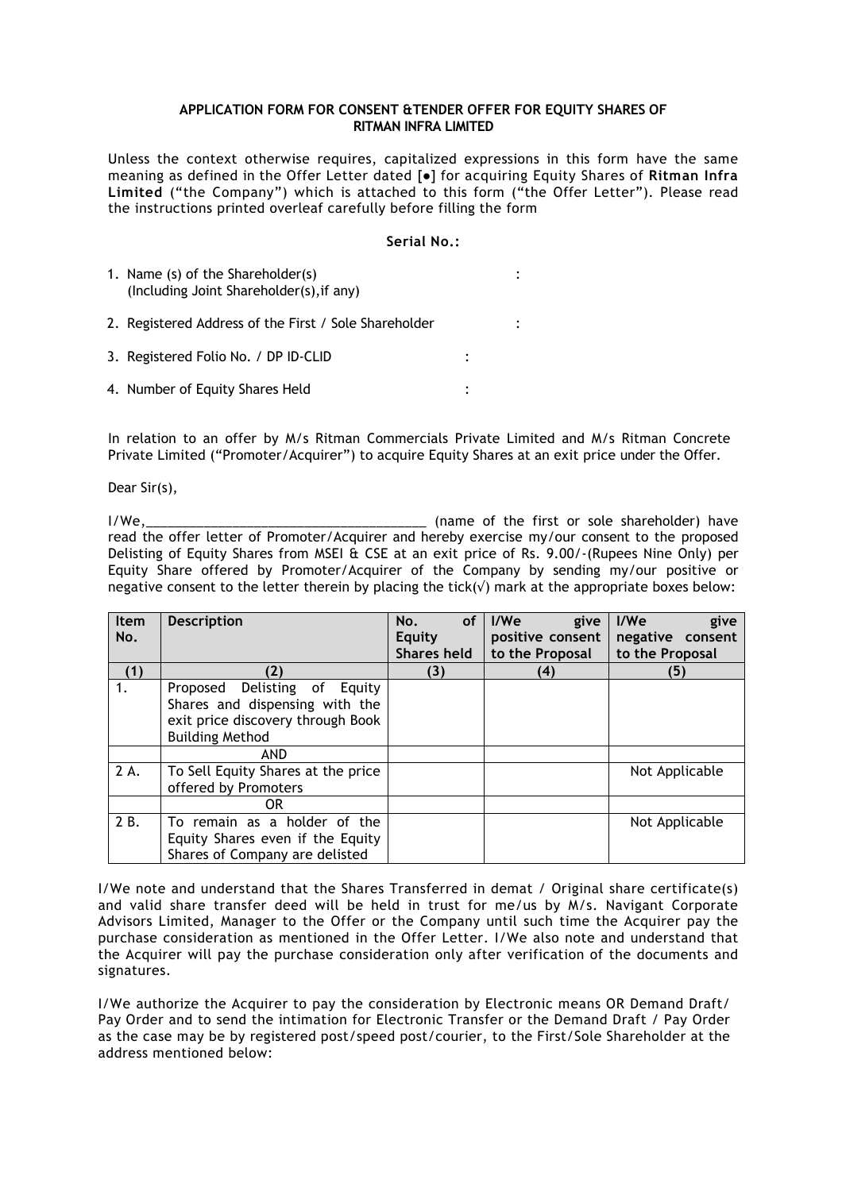**APPLICATION FORM FOR CONSENT &TENDER OFFER FOR EQUITY SHARES OF RITMAN INFRA LIMITED**

Unless the context otherwise requires, capitalized expressions in this form have the same meaning as defined in the Offer Letter dated [●] for acquiring Equity Shares of **Ritman Infra Limited** ("the Company") which is attached to this form ("the Offer Letter"). Please read the instructions printed overleaf carefully before filling the form

**Serial No.:**

1. Name (s) of the Shareholder(s) (Including Joint Shareholder(s),if any) :
2. Registered Address of the First / Sole Shareholder :
3. Registered Folio No. / DP ID-CLID :
4. Number of Equity Shares Held :

In relation to an offer by M/s Ritman Commercials Private Limited and M/s Ritman Concrete Private Limited ("Promoter/Acquirer") to acquire Equity Shares at an exit price under the Offer.

Dear Sir(s),

I/We,_______________________________________ (name of the first or sole shareholder) have read the offer letter of Promoter/Acquirer and hereby exercise my/our consent to the proposed Delisting of Equity Shares from MSEI & CSE at an exit price of Rs. 9.00/-(Rupees Nine Only) per Equity Share offered by Promoter/Acquirer of the Company by sending my/our positive or negative consent to the letter therein by placing the tick(√) mark at the appropriate boxes below:

| Item No. | Description | No. of Equity Shares held | I/We give positive consent to the Proposal | I/We give negative consent to the Proposal |
|---|---|---|---|---|
| (1) | (2) | (3) | (4) | (5) |
| 1. | Proposed Delisting of Equity Shares and dispensing with the exit price discovery through Book Building Method | | | |
| | AND | | | |
| 2 A. | To Sell Equity Shares at the price offered by Promoters | | | Not Applicable |
| | OR | | | |
| 2 B. | To remain as a holder of the Equity Shares even if the Equity Shares of Company are delisted | | | Not Applicable |

I/We note and understand that the Shares Transferred in demat / Original share certificate(s) and valid share transfer deed will be held in trust for me/us by M/s. Navigant Corporate Advisors Limited, Manager to the Offer or the Company until such time the Acquirer pay the purchase consideration as mentioned in the Offer Letter. I/We also note and understand that the Acquirer will pay the purchase consideration only after verification of the documents and signatures.

I/We authorize the Acquirer to pay the consideration by Electronic means OR Demand Draft/ Pay Order and to send the intimation for Electronic Transfer or the Demand Draft / Pay Order as the case may be by registered post/speed post/courier, to the First/Sole Shareholder at the address mentioned below: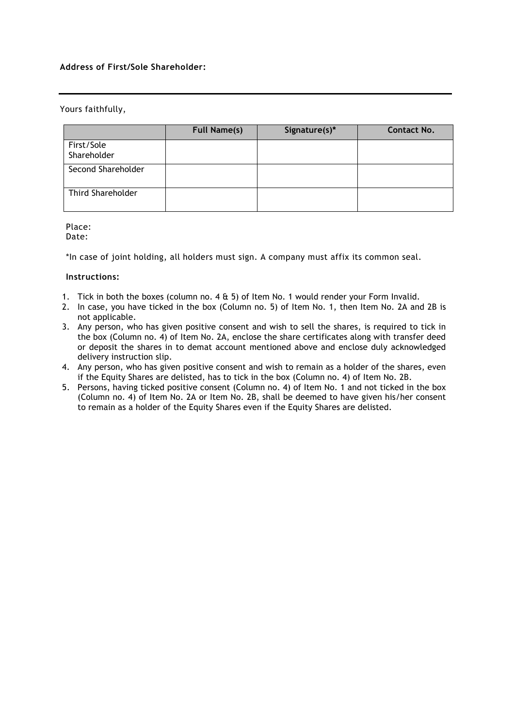**Address of First/Sole Shareholder:**

---

Yours faithfully,

| | Full Name(s) | Signature(s)* | Contact No. |
|---|---|---|---|
| First/Sole Shareholder | | | |
| Second Shareholder | | | |
| Third Shareholder | | | |

Place:
Date:

*In case of joint holding, all holders must sign. A company must affix its common seal.

**Instructions:**

1. Tick in both the boxes (column no. 4 & 5) of Item No. 1 would render your Form Invalid.
2. In case, you have ticked in the box (Column no. 5) of Item No. 1, then Item No. 2A and 2B is not applicable.
3. Any person, who has given positive consent and wish to sell the shares, is required to tick in the box (Column no. 4) of Item No. 2A, enclose the share certificates along with transfer deed or deposit the shares in to demat account mentioned above and enclose duly acknowledged delivery instruction slip.
4. Any person, who has given positive consent and wish to remain as a holder of the shares, even if the Equity Shares are delisted, has to tick in the box (Column no. 4) of Item No. 2B.
5. Persons, having ticked positive consent (Column no. 4) of Item No. 1 and not ticked in the box (Column no. 4) of Item No. 2A or Item No. 2B, shall be deemed to have given his/her consent to remain as a holder of the Equity Shares even if the Equity Shares are delisted.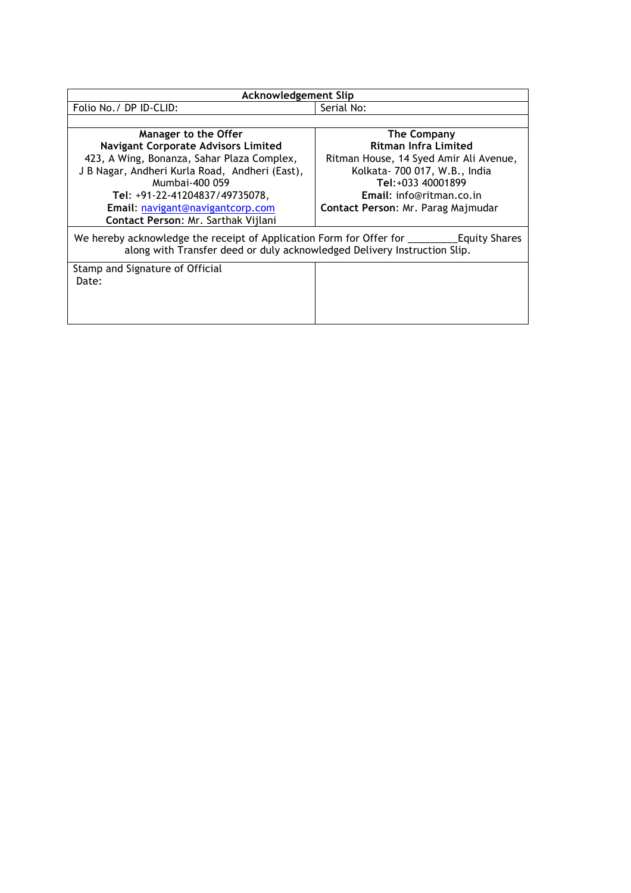| Acknowledgement Slip | |
|---|---|
| Folio No./ DP ID-CLID: | Serial No: |
| | |
| **Manager to the Offer**<br>**Navigant Corporate Advisors Limited**<br>423, A Wing, Bonanza, Sahar Plaza Complex,<br>J B Nagar, Andheri Kurla Road, Andheri (East),<br>Mumbai-400 059<br>**Tel**: +91-22-41204837/49735078,<br>**Email**: navigant@navigantcorp.com<br>**Contact Person**: Mr. Sarthak Vijlani | **The Company**<br>**Ritman Infra Limited**<br>Ritman House, 14 Syed Amir Ali Avenue,<br>Kolkata- 700 017, W.B., India<br>**Tel**:+033 40001899<br>**Email**: info@ritman.co.in<br>**Contact Person**: Mr. Parag Majmudar |
| We hereby acknowledge the receipt of Application Form for Offer for _________Equity Shares along with Transfer deed or duly acknowledged Delivery Instruction Slip. | |
| Stamp and Signature of Official<br>Date: | |